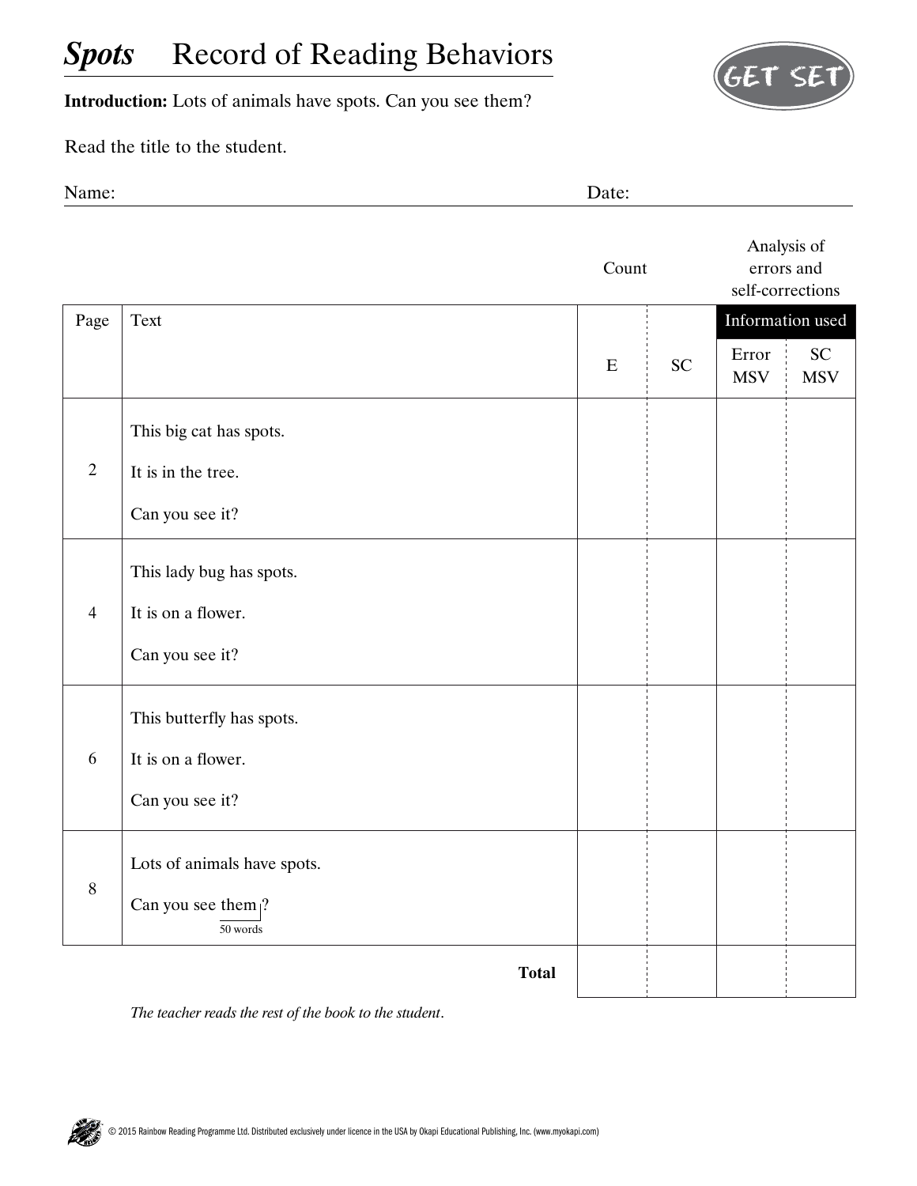# *Spots* Record of Reading Behaviors

GET SET

**Introduction:** Lots of animals have spots. Can you see them?

Read the title to the student.

Name: Date:

| Page | Text | Count | | Analysis of errors and self-corrections | |
|---|---|---|---|---|---|
| | | | | Information used | |
| | | E | SC | Error MSV | SC MSV |
| 2 | This big cat has spots.<br>It is in the tree.<br>Can you see it? | | | | |
| 4 | This lady bug has spots.<br>It is on a flower.<br>Can you see it? | | | | |
| 6 | This butterfly has spots.<br>It is on a flower.<br>Can you see it? | | | | |
| 8 | Lots of animals have spots.<br>Can you see them?<br>(50 words) | | | | |
| | **Total** | | | | |

*The teacher reads the rest of the book to the student.*

© 2015 Rainbow Reading Programme Ltd. Distributed exclusively under licence in the USA by Okapi Educational Publishing, Inc. (www.myokapi.com)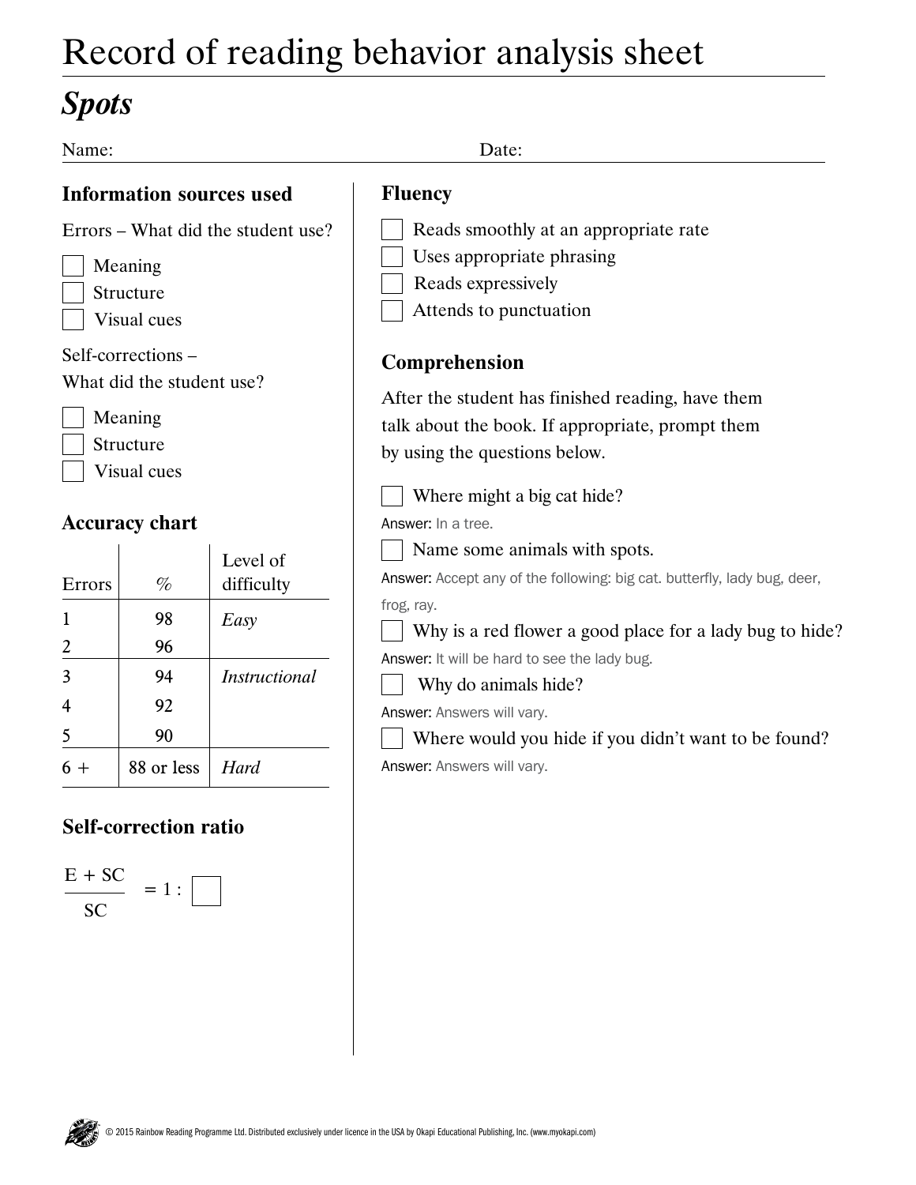# Record of reading behavior analysis sheet

## *Spots*

Name: Date:

### Information sources used

Errors – What did the student use?

- [ ] Meaning
- [ ] Structure
- [ ] Visual cues

Self-corrections –
What did the student use?

- [ ] Meaning
- [ ] Structure
- [ ] Visual cues

### Accuracy chart

| Errors | % | Level of difficulty |
|---|---|---|
| 1 | 98 | *Easy* |
| 2 | 96 | |
| 3 | 94 | *Instructional* |
| 4 | 92 | |
| 5 | 90 | |
| 6 + | 88 or less | *Hard* |

### Self-correction ratio

$$\frac{E + SC}{SC} = 1 : \square$$

### Fluency

- [ ] Reads smoothly at an appropriate rate
- [ ] Uses appropriate phrasing
- [ ] Reads expressively
- [ ] Attends to punctuation

### Comprehension

After the student has finished reading, have them talk about the book. If appropriate, prompt them by using the questions below.

- [ ] Where might a big cat hide?

Answer: In a tree.

- [ ] Name some animals with spots.

Answer: Accept any of the following: big cat. butterfly, lady bug, deer, frog, ray.

- [ ] Why is a red flower a good place for a lady bug to hide?

Answer: It will be hard to see the lady bug.

- [ ] Why do animals hide?

Answer: Answers will vary.

- [ ] Where would you hide if you didn't want to be found?

Answer: Answers will vary.

© 2015 Rainbow Reading Programme Ltd. Distributed exclusively under licence in the USA by Okapi Educational Publishing, Inc. (www.myokapi.com)